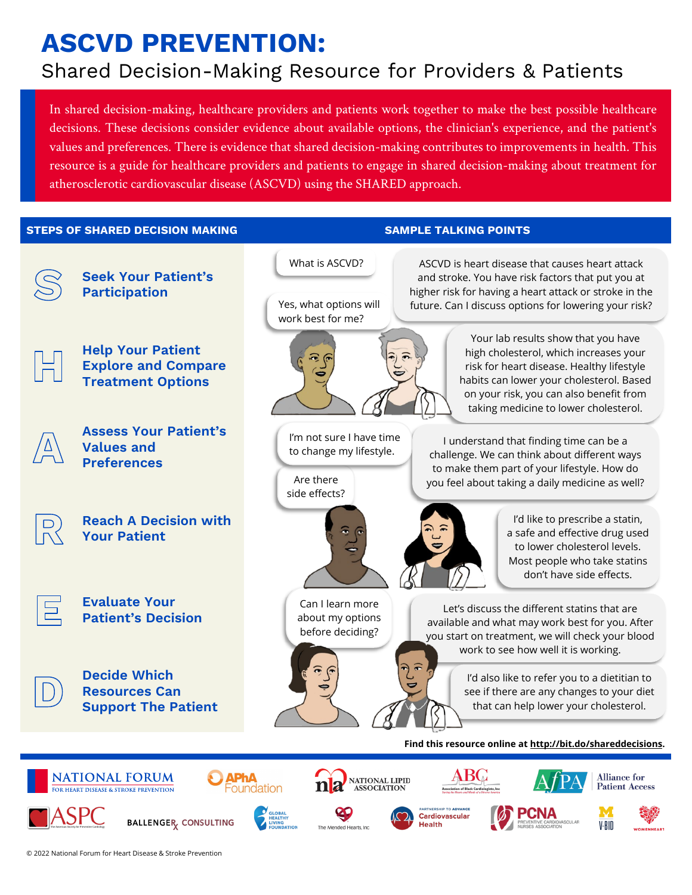# ASCVD PREVENTION:

## Shared Decision-Making Resource for Providers & Patients

In shared decision-making, healthcare providers and patients work together to make the best possible healthcare decisions. These decisions consider evidence about available options, the clinician's experience, and the patient's values and preferences. There is evidence that shared decision-making contributes to improvements in health. This resource is a guide for healthcare providers and patients to engage in shared decision-making about treatment for atherosclerotic cardiovascular disease (ASCVD) using the SHARED approach.

| STEPS OF SHARED DECISION MAKING | SAMPLE TALKING POINTS |
|---|---|
| **S** – **Seek Your Patient's Participation** | What is ASCVD? / ASCVD is heart disease that causes heart attack and stroke. You have risk factors that put you at higher risk for having a heart attack or stroke in the future. Can I discuss options for lowering your risk? / Yes, what options will work best for me? |
| **H** – **Help Your Patient Explore and Compare Treatment Options** | Your lab results show that you have high cholesterol, which increases your risk for heart disease. Healthy lifestyle habits can lower your cholesterol. Based on your risk, you can also benefit from taking medicine to lower cholesterol. |
| **A** – **Assess Your Patient's Values and Preferences** | I'm not sure I have time to change my lifestyle. / I understand that finding time can be a challenge. We can think about different ways to make them part of your lifestyle. How do you feel about taking a daily medicine as well? |
| **R** – **Reach A Decision with Your Patient** | Are there side effects? / I'd like to prescribe a statin, a safe and effective drug used to lower cholesterol levels. Most people who take statins don't have side effects. |
| **E** – **Evaluate Your Patient's Decision** | Can I learn more about my options before deciding? / Let's discuss the different statins that are available and what may work best for you. After you start on treatment, we will check your blood work to see how well it is working. |
| **D** – **Decide Which Resources Can Support The Patient** | I'd also like to refer you to a dietitian to see if there are any changes to your diet that can help lower your cholesterol. |

Find this resource online at **http://bit.do/shareddecisions**.

National Forum for Heart Disease & Stroke Prevention · APhA Foundation · National Lipid Association · ABC (Association of Black Cardiologists, Inc) · AfPA Alliance for Patient Access · ASPC · Ballenger Rx Consulting · Global Healthy Living Foundation · The Mended Hearts, Inc · Partnership to Advance Cardiovascular Health · PCNA Preventive Cardiovascular Nurses Association · M V-BID · WomenHeart

© 2022 National Forum for Heart Disease & Stroke Prevention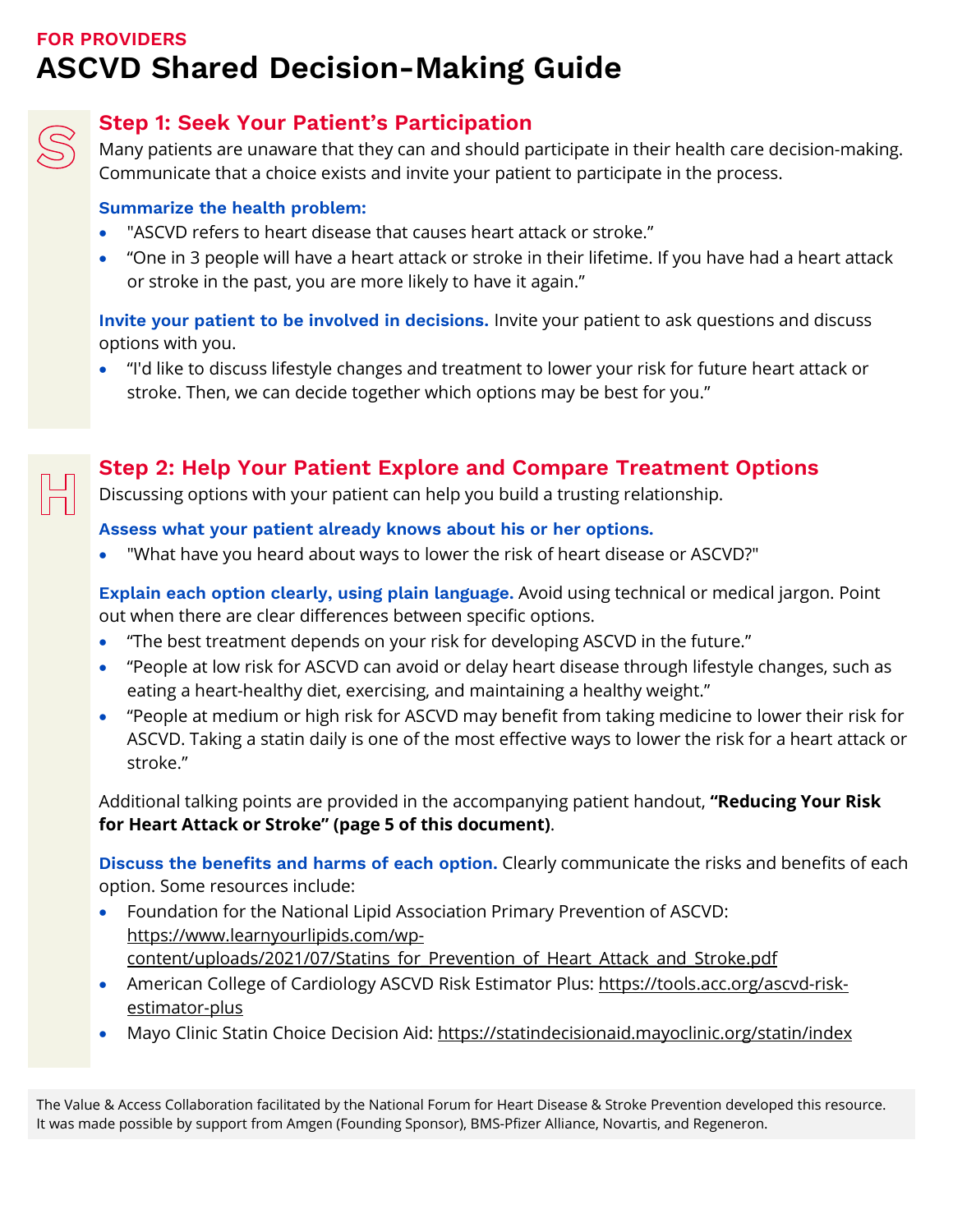FOR PROVIDERS

# ASCVD Shared Decision-Making Guide

## Step 1: Seek Your Patient's Participation

Many patients are unaware that they can and should participate in their health care decision-making. Communicate that a choice exists and invite your patient to participate in the process.

**Summarize the health problem:**

- "ASCVD refers to heart disease that causes heart attack or stroke."
- "One in 3 people will have a heart attack or stroke in their lifetime. If you have had a heart attack or stroke in the past, you are more likely to have it again."

**Invite your patient to be involved in decisions.** Invite your patient to ask questions and discuss options with you.

- "I'd like to discuss lifestyle changes and treatment to lower your risk for future heart attack or stroke. Then, we can decide together which options may be best for you."

## Step 2: Help Your Patient Explore and Compare Treatment Options

Discussing options with your patient can help you build a trusting relationship.

**Assess what your patient already knows about his or her options.**

- "What have you heard about ways to lower the risk of heart disease or ASCVD?"

**Explain each option clearly, using plain language.** Avoid using technical or medical jargon. Point out when there are clear differences between specific options.

- "The best treatment depends on your risk for developing ASCVD in the future."
- "People at low risk for ASCVD can avoid or delay heart disease through lifestyle changes, such as eating a heart-healthy diet, exercising, and maintaining a healthy weight."
- "People at medium or high risk for ASCVD may benefit from taking medicine to lower their risk for ASCVD. Taking a statin daily is one of the most effective ways to lower the risk for a heart attack or stroke."

Additional talking points are provided in the accompanying patient handout, **"Reducing Your Risk for Heart Attack or Stroke" (page 5 of this document)**.

**Discuss the benefits and harms of each option.** Clearly communicate the risks and benefits of each option. Some resources include:

- Foundation for the National Lipid Association Primary Prevention of ASCVD: https://www.learnyourlipids.com/wp-content/uploads/2021/07/Statins_for_Prevention_of_Heart_Attack_and_Stroke.pdf
- American College of Cardiology ASCVD Risk Estimator Plus: https://tools.acc.org/ascvd-risk-estimator-plus
- Mayo Clinic Statin Choice Decision Aid: https://statindecisionaid.mayoclinic.org/statin/index

The Value & Access Collaboration facilitated by the National Forum for Heart Disease & Stroke Prevention developed this resource. It was made possible by support from Amgen (Founding Sponsor), BMS-Pfizer Alliance, Novartis, and Regeneron.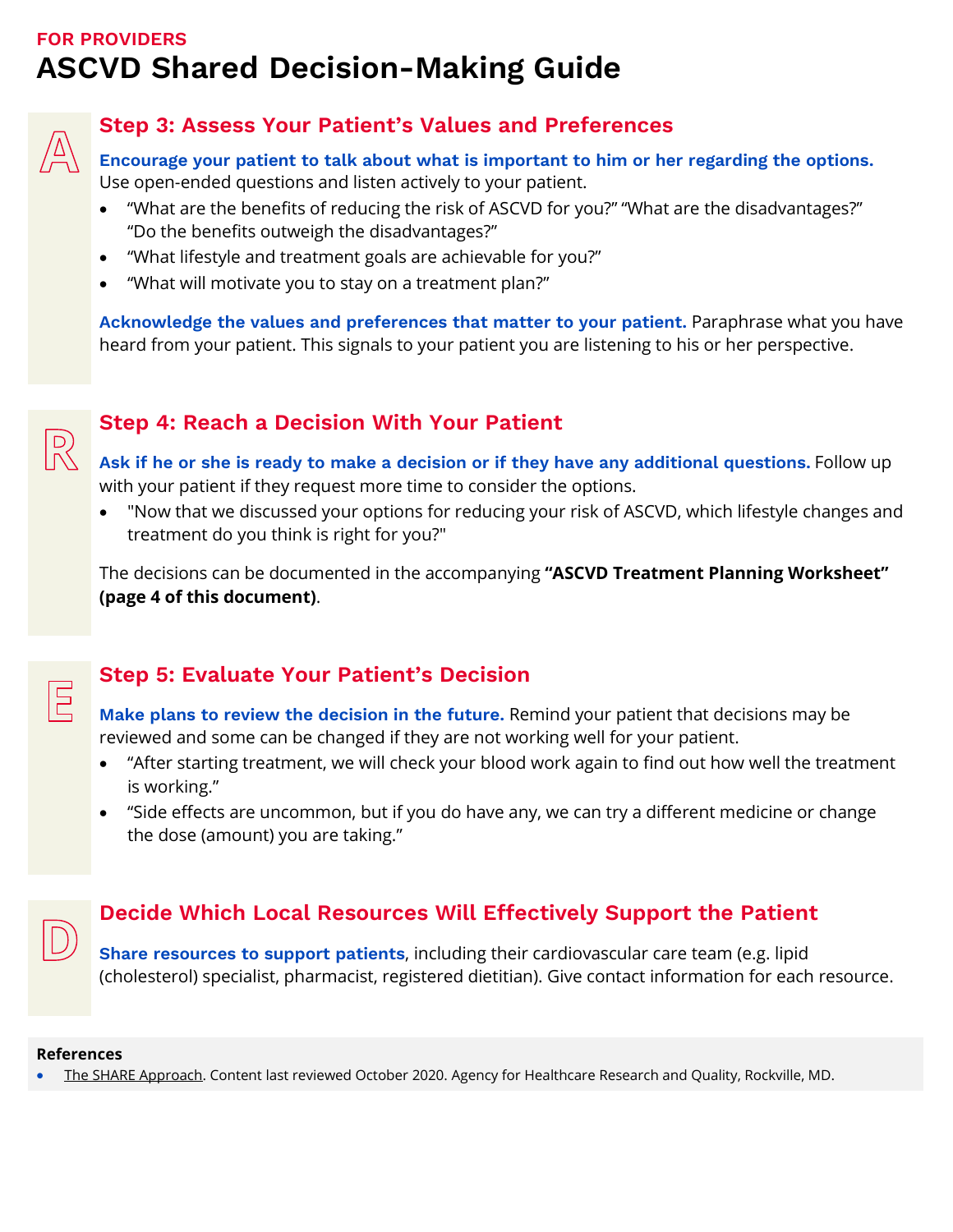FOR PROVIDERS

# ASCVD Shared Decision-Making Guide

A

## Step 3: Assess Your Patient's Values and Preferences

**Encourage your patient to talk about what is important to him or her regarding the options.** Use open-ended questions and listen actively to your patient.

- "What are the benefits of reducing the risk of ASCVD for you?" "What are the disadvantages?" "Do the benefits outweigh the disadvantages?"
- "What lifestyle and treatment goals are achievable for you?"
- "What will motivate you to stay on a treatment plan?"

**Acknowledge the values and preferences that matter to your patient.** Paraphrase what you have heard from your patient. This signals to your patient you are listening to his or her perspective.

R

## Step 4: Reach a Decision With Your Patient

**Ask if he or she is ready to make a decision or if they have any additional questions.** Follow up with your patient if they request more time to consider the options.

- "Now that we discussed your options for reducing your risk of ASCVD, which lifestyle changes and treatment do you think is right for you?"

The decisions can be documented in the accompanying **"ASCVD Treatment Planning Worksheet" (page 4 of this document)**.

E

## Step 5: Evaluate Your Patient's Decision

**Make plans to review the decision in the future.** Remind your patient that decisions may be reviewed and some can be changed if they are not working well for your patient.

- "After starting treatment, we will check your blood work again to find out how well the treatment is working."
- "Side effects are uncommon, but if you do have any, we can try a different medicine or change the dose (amount) you are taking."

D

## Decide Which Local Resources Will Effectively Support the Patient

**Share resources to support patients**, including their cardiovascular care team (e.g. lipid (cholesterol) specialist, pharmacist, registered dietitian). Give contact information for each resource.

**References**

- The SHARE Approach. Content last reviewed October 2020. Agency for Healthcare Research and Quality, Rockville, MD.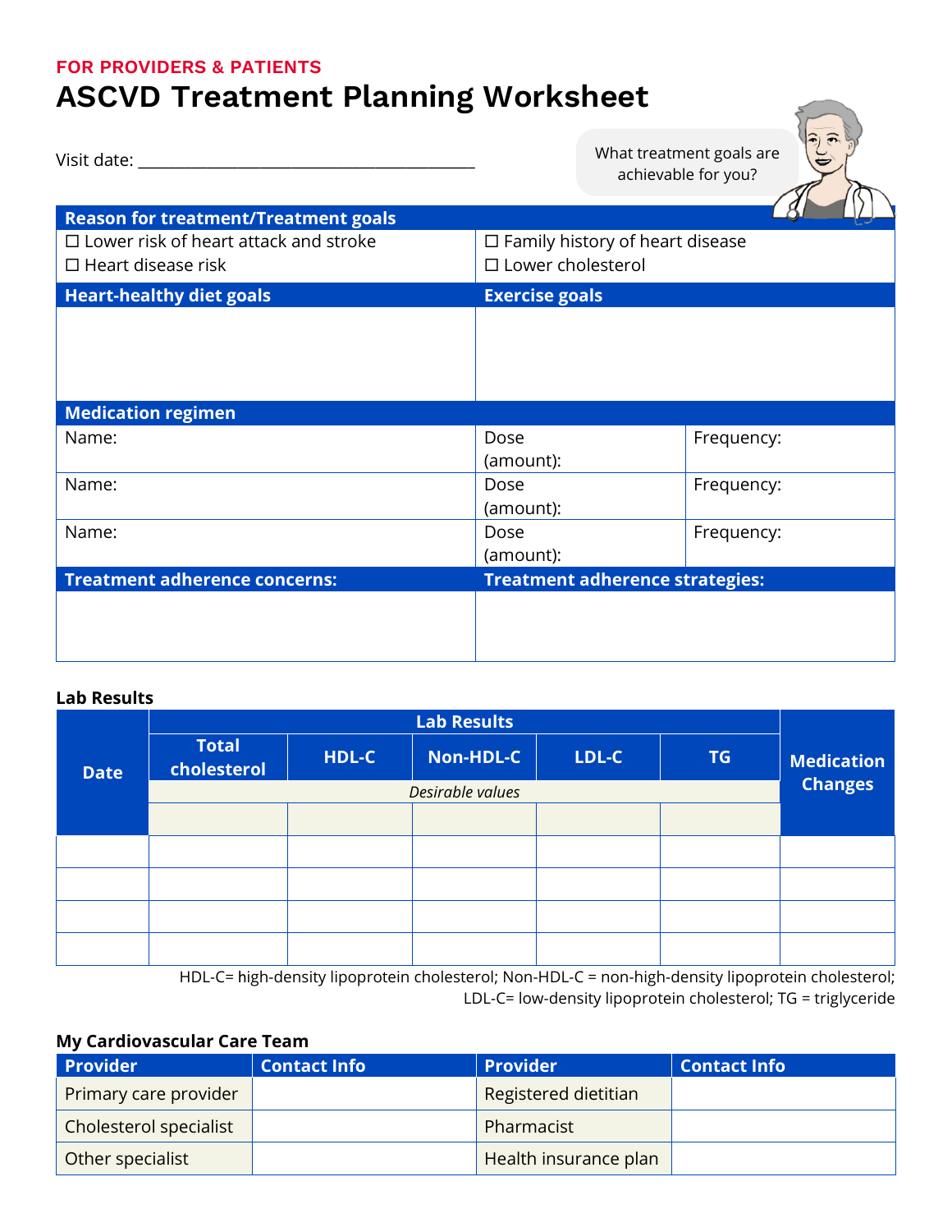FOR PROVIDERS & PATIENTS

# ASCVD Treatment Planning Worksheet

Visit date: ________________________________________

What treatment goals are achievable for you?

| Reason for treatment/Treatment goals | |
|---|---|
| ☐ Lower risk of heart attack and stroke | ☐ Family history of heart disease |
| ☐ Heart disease risk | ☐ Lower cholesterol |

| Heart-healthy diet goals | Exercise goals |
|---|---|
| | |

| Medication regimen | | |
|---|---|---|
| Name: | Dose (amount): | Frequency: |
| Name: | Dose (amount): | Frequency: |
| Name: | Dose (amount): | Frequency: |

| Treatment adherence concerns: | Treatment adherence strategies: |
|---|---|
| | |

**Lab Results**

| Date | Lab Results | | | | | Medication Changes |
|---|---|---|---|---|---|---|
| | Total cholesterol | HDL-C | Non-HDL-C | LDL-C | TG | |
| | *Desirable values* | | | | | |
| | | | | | | |
| | | | | | | |
| | | | | | | |
| | | | | | | |
| | | | | | | |

HDL-C= high-density lipoprotein cholesterol; Non-HDL-C = non-high-density lipoprotein cholesterol; LDL-C= low-density lipoprotein cholesterol; TG = triglyceride

**My Cardiovascular Care Team**

| Provider | Contact Info | Provider | Contact Info |
|---|---|---|---|
| Primary care provider | | Registered dietitian | |
| Cholesterol specialist | | Pharmacist | |
| Other specialist | | Health insurance plan | |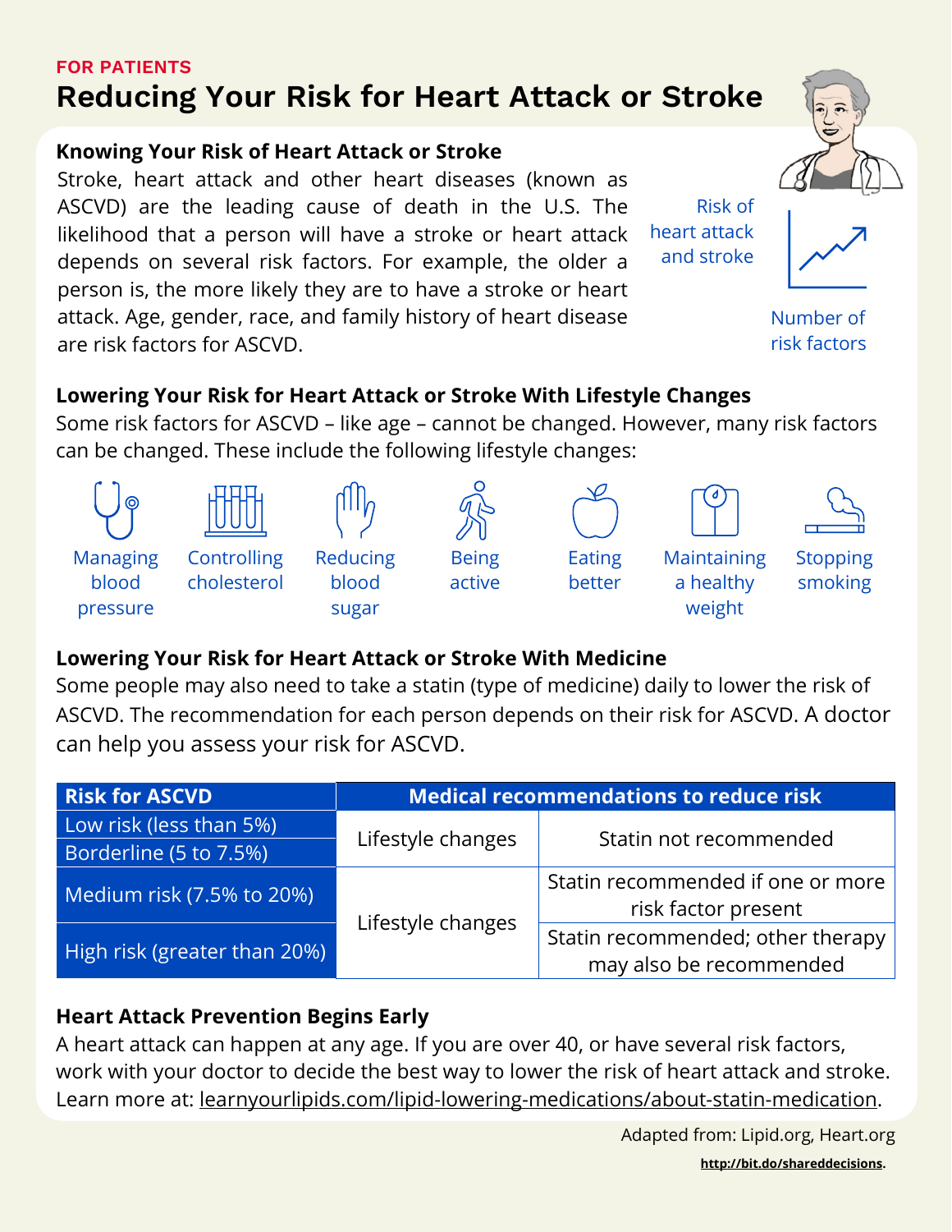FOR PATIENTS

# Reducing Your Risk for Heart Attack or Stroke

## Knowing Your Risk of Heart Attack or Stroke

Stroke, heart attack and other heart diseases (known as ASCVD) are the leading cause of death in the U.S. The likelihood that a person will have a stroke or heart attack depends on several risk factors. For example, the older a person is, the more likely they are to have a stroke or heart attack. Age, gender, race, and family history of heart disease are risk factors for ASCVD.

Risk of heart attack and stroke

Number of risk factors

## Lowering Your Risk for Heart Attack or Stroke With Lifestyle Changes

Some risk factors for ASCVD – like age – cannot be changed. However, many risk factors can be changed. These include the following lifestyle changes:

- Managing blood pressure
- Controlling cholesterol
- Reducing blood sugar
- Being active
- Eating better
- Maintaining a healthy weight
- Stopping smoking

## Lowering Your Risk for Heart Attack or Stroke With Medicine

Some people may also need to take a statin (type of medicine) daily to lower the risk of ASCVD. The recommendation for each person depends on their risk for ASCVD. A doctor can help you assess your risk for ASCVD.

| Risk for ASCVD | Medical recommendations to reduce risk | |
|---|---|---|
| Low risk (less than 5%) | Lifestyle changes | Statin not recommended |
| Borderline (5 to 7.5%) | Lifestyle changes | Statin not recommended |
| Medium risk (7.5% to 20%) | Lifestyle changes | Statin recommended if one or more risk factor present |
| High risk (greater than 20%) | Lifestyle changes | Statin recommended; other therapy may also be recommended |

## Heart Attack Prevention Begins Early

A heart attack can happen at any age. If you are over 40, or have several risk factors, work with your doctor to decide the best way to lower the risk of heart attack and stroke. Learn more at: learnyourlipids.com/lipid-lowering-medications/about-statin-medication.

Adapted from: Lipid.org, Heart.org

http://bit.do/shareddecisions.